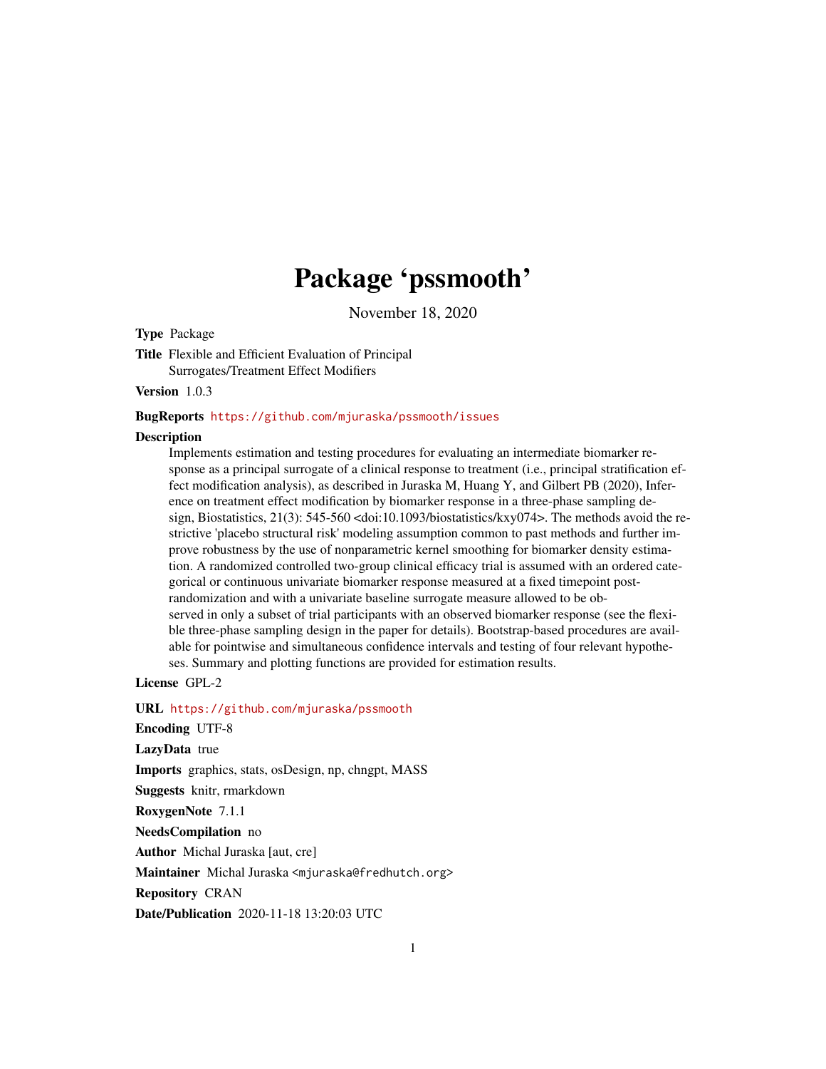# Package 'pssmooth'

November 18, 2020

**Type** Package

**Title** Flexible and Efficient Evaluation of Principal Surrogates/Treatment Effect Modifiers

**Version** 1.0.3

**BugReports** https://github.com/mjuraska/pssmooth/issues

**Description** Implements estimation and testing procedures for evaluating an intermediate biomarker response as a principal surrogate of a clinical response to treatment (i.e., principal stratification effect modification analysis), as described in Juraska M, Huang Y, and Gilbert PB (2020), Inference on treatment effect modification by biomarker response in a three-phase sampling design, Biostatistics, 21(3): 545-560 <doi:10.1093/biostatistics/kxy074>. The methods avoid the restrictive 'placebo structural risk' modeling assumption common to past methods and further improve robustness by the use of nonparametric kernel smoothing for biomarker density estimation. A randomized controlled two-group clinical efficacy trial is assumed with an ordered categorical or continuous univariate biomarker response measured at a fixed timepoint post-randomization and with a univariate baseline surrogate measure allowed to be observed in only a subset of trial participants with an observed biomarker response (see the flexible three-phase sampling design in the paper for details). Bootstrap-based procedures are available for pointwise and simultaneous confidence intervals and testing of four relevant hypotheses. Summary and plotting functions are provided for estimation results.

**License** GPL-2

**URL** https://github.com/mjuraska/pssmooth

**Encoding** UTF-8

**LazyData** true

**Imports** graphics, stats, osDesign, np, chngpt, MASS

**Suggests** knitr, rmarkdown

**RoxygenNote** 7.1.1

**NeedsCompilation** no

**Author** Michal Juraska [aut, cre]

**Maintainer** Michal Juraska <mjuraska@fredhutch.org>

**Repository** CRAN

**Date/Publication** 2020-11-18 13:20:03 UTC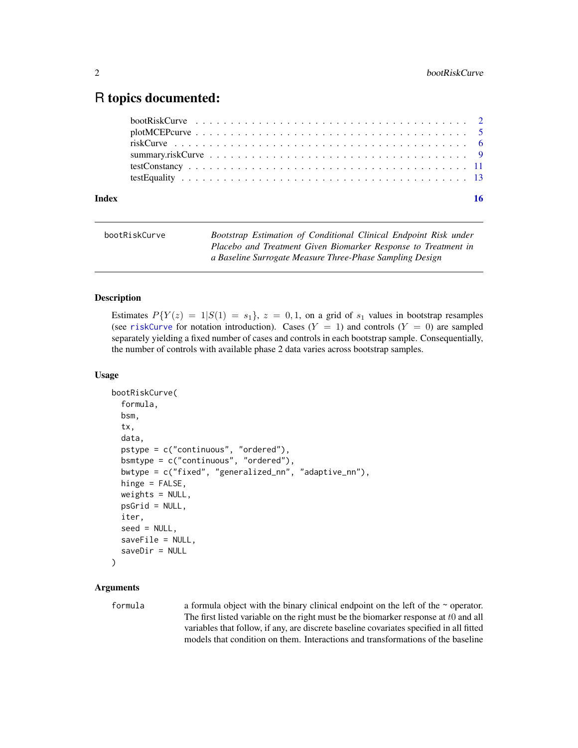# R topics documented:

bootRiskCurve . . . . . . . . . . . . . . . . . . . . . . . . . . . . . . . . . . . . 2
plotMCEPcurve . . . . . . . . . . . . . . . . . . . . . . . . . . . . . . . . . . . . 5
riskCurve . . . . . . . . . . . . . . . . . . . . . . . . . . . . . . . . . . . . . . 6
summary.riskCurve . . . . . . . . . . . . . . . . . . . . . . . . . . . . . . . . . . 9
testConstancy . . . . . . . . . . . . . . . . . . . . . . . . . . . . . . . . . . . . 11
testEquality . . . . . . . . . . . . . . . . . . . . . . . . . . . . . . . . . . . . . 13

**Index** 16

---

`bootRiskCurve` *Bootstrap Estimation of Conditional Clinical Endpoint Risk under Placebo and Treatment Given Biomarker Response to Treatment in a Baseline Surrogate Measure Three-Phase Sampling Design*

---

## Description

Estimates $P\{Y(z) = 1|S(1) = s_1\}$, $z = 0, 1$, on a grid of $s_1$ values in bootstrap resamples (see riskCurve for notation introduction). Cases ($Y = 1$) and controls ($Y = 0$) are sampled separately yielding a fixed number of cases and controls in each bootstrap sample. Consequentially, the number of controls with available phase 2 data varies across bootstrap samples.

## Usage

```
bootRiskCurve(
  formula,
  bsm,
  tx,
  data,
  pstype = c("continuous", "ordered"),
  bsmtype = c("continuous", "ordered"),
  bwtype = c("fixed", "generalized_nn", "adaptive_nn"),
  hinge = FALSE,
  weights = NULL,
  psGrid = NULL,
  iter,
  seed = NULL,
  saveFile = NULL,
  saveDir = NULL
)
```

## Arguments

`formula` a formula object with the binary clinical endpoint on the left of the ~ operator. The first listed variable on the right must be the biomarker response at $t0$ and all variables that follow, if any, are discrete baseline covariates specified in all fitted models that condition on them. Interactions and transformations of the baseline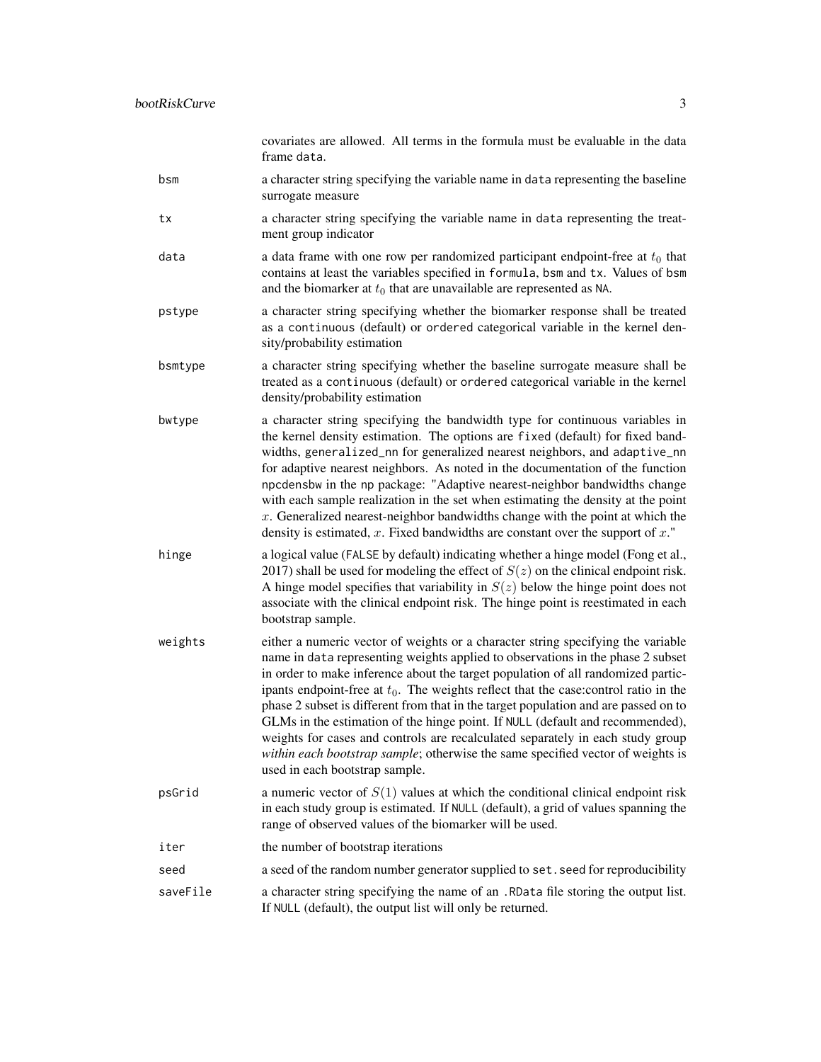covariates are allowed. All terms in the formula must be evaluable in the data frame `data`.

| | |
|---|---|
| `bsm` | a character string specifying the variable name in `data` representing the baseline surrogate measure |
| `tx` | a character string specifying the variable name in `data` representing the treatment group indicator |
| `data` | a data frame with one row per randomized participant endpoint-free at $t_0$ that contains at least the variables specified in `formula`, `bsm` and `tx`. Values of `bsm` and the biomarker at $t_0$ that are unavailable are represented as `NA`. |
| `pstype` | a character string specifying whether the biomarker response shall be treated as a `continuous` (default) or `ordered` categorical variable in the kernel density/probability estimation |
| `bsmtype` | a character string specifying whether the baseline surrogate measure shall be treated as a `continuous` (default) or `ordered` categorical variable in the kernel density/probability estimation |
| `bwtype` | a character string specifying the bandwidth type for continuous variables in the kernel density estimation. The options are `fixed` (default) for fixed bandwidths, `generalized_nn` for generalized nearest neighbors, and `adaptive_nn` for adaptive nearest neighbors. As noted in the documentation of the function `npcdensbw` in the `np` package: "Adaptive nearest-neighbor bandwidths change with each sample realization in the set when estimating the density at the point $x$. Generalized nearest-neighbor bandwidths change with the point at which the density is estimated, $x$. Fixed bandwidths are constant over the support of $x$." |
| `hinge` | a logical value (`FALSE` by default) indicating whether a hinge model (Fong et al., 2017) shall be used for modeling the effect of $S(z)$ on the clinical endpoint risk. A hinge model specifies that variability in $S(z)$ below the hinge point does not associate with the clinical endpoint risk. The hinge point is reestimated in each bootstrap sample. |
| `weights` | either a numeric vector of weights or a character string specifying the variable name in `data` representing weights applied to observations in the phase 2 subset in order to make inference about the target population of all randomized participants endpoint-free at $t_0$. The weights reflect that the case:control ratio in the phase 2 subset is different from that in the target population and are passed on to GLMs in the estimation of the hinge point. If `NULL` (default and recommended), weights for cases and controls are recalculated separately in each study group *within each bootstrap sample*; otherwise the same specified vector of weights is used in each bootstrap sample. |
| `psGrid` | a numeric vector of $S(1)$ values at which the conditional clinical endpoint risk in each study group is estimated. If `NULL` (default), a grid of values spanning the range of observed values of the biomarker will be used. |
| `iter` | the number of bootstrap iterations |
| `seed` | a seed of the random number generator supplied to `set.seed` for reproducibility |
| `saveFile` | a character string specifying the name of an `.RData` file storing the output list. If `NULL` (default), the output list will only be returned. |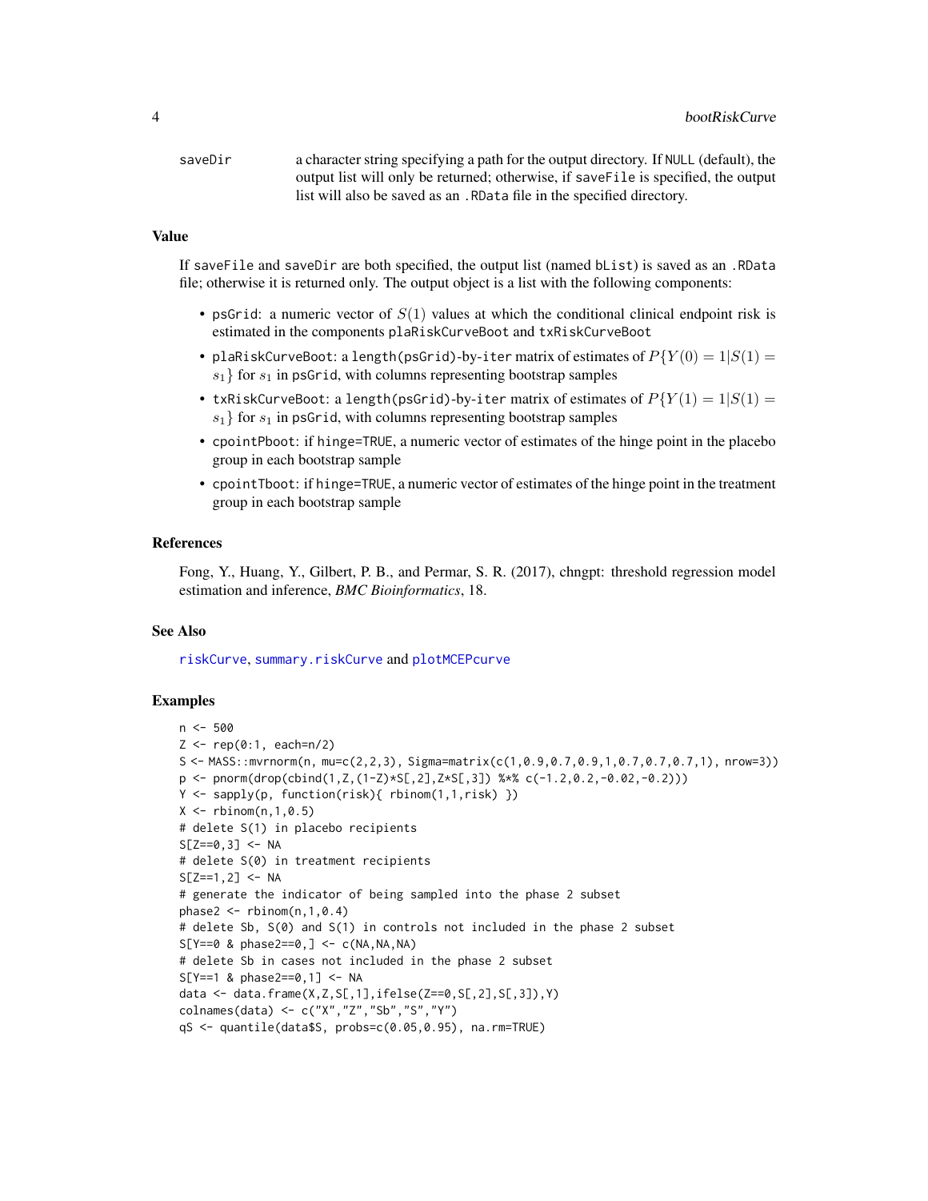saveDir a character string specifying a path for the output directory. If NULL (default), the output list will only be returned; otherwise, if saveFile is specified, the output list will also be saved as an .RData file in the specified directory.

## Value

If saveFile and saveDir are both specified, the output list (named bList) is saved as an .RData file; otherwise it is returned only. The output object is a list with the following components:

- psGrid: a numeric vector of $S(1)$ values at which the conditional clinical endpoint risk is estimated in the components plaRiskCurveBoot and txRiskCurveBoot
- plaRiskCurveBoot: a length(psGrid)-by-iter matrix of estimates of $P\{Y(0) = 1|S(1) = s_1\}$ for $s_1$ in psGrid, with columns representing bootstrap samples
- txRiskCurveBoot: a length(psGrid)-by-iter matrix of estimates of $P\{Y(1) = 1|S(1) = s_1\}$ for $s_1$ in psGrid, with columns representing bootstrap samples
- cpointPboot: if hinge=TRUE, a numeric vector of estimates of the hinge point in the placebo group in each bootstrap sample
- cpointTboot: if hinge=TRUE, a numeric vector of estimates of the hinge point in the treatment group in each bootstrap sample

## References

Fong, Y., Huang, Y., Gilbert, P. B., and Permar, S. R. (2017), chngpt: threshold regression model estimation and inference, *BMC Bioinformatics*, 18.

## See Also

riskCurve, summary.riskCurve and plotMCEPcurve

## Examples

```
n <- 500
Z <- rep(0:1, each=n/2)
S <- MASS::mvrnorm(n, mu=c(2,2,3), Sigma=matrix(c(1,0.9,0.7,0.9,1,0.7,0.7,0.7,1), nrow=3))
p <- pnorm(drop(cbind(1,Z,(1-Z)*S[,2],Z*S[,3]) %*% c(-1.2,0.2,-0.02,-0.2)))
Y <- sapply(p, function(risk){ rbinom(1,1,risk) })
X <- rbinom(n,1,0.5)
# delete S(1) in placebo recipients
S[Z==0,3] <- NA
# delete S(0) in treatment recipients
S[Z==1,2] <- NA
# generate the indicator of being sampled into the phase 2 subset
phase2 <- rbinom(n,1,0.4)
# delete Sb, S(0) and S(1) in controls not included in the phase 2 subset
S[Y==0 & phase2==0,] <- c(NA,NA,NA)
# delete Sb in cases not included in the phase 2 subset
S[Y==1 & phase2==0,1] <- NA
data <- data.frame(X,Z,S[,1],ifelse(Z==0,S[,2],S[,3]),Y)
colnames(data) <- c("X","Z","Sb","S","Y")
qS <- quantile(data$S, probs=c(0.05,0.95), na.rm=TRUE)
```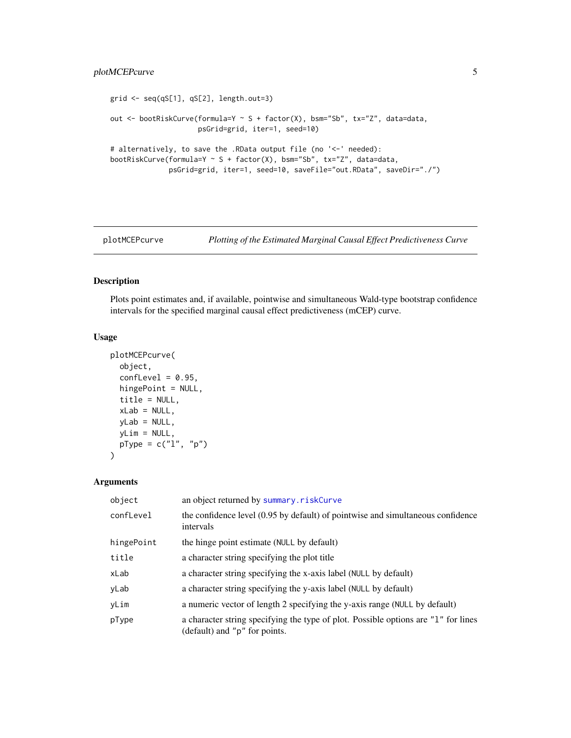```
grid <- seq(qS[1], qS[2], length.out=3)

out <- bootRiskCurve(formula=Y ~ S + factor(X), bsm="Sb", tx="Z", data=data,
                     psGrid=grid, iter=1, seed=10)

# alternatively, to save the .RData output file (no '<-' needed):
bootRiskCurve(formula=Y ~ S + factor(X), bsm="Sb", tx="Z", data=data,
              psGrid=grid, iter=1, seed=10, saveFile="out.RData", saveDir="./")
```

---

## plotMCEPcurve — *Plotting of the Estimated Marginal Causal Effect Predictiveness Curve*

---

### Description

Plots point estimates and, if available, pointwise and simultaneous Wald-type bootstrap confidence intervals for the specified marginal causal effect predictiveness (mCEP) curve.

### Usage

```
plotMCEPcurve(
  object,
  confLevel = 0.95,
  hingePoint = NULL,
  title = NULL,
  xLab = NULL,
  yLab = NULL,
  yLim = NULL,
  pType = c("l", "p")
)
```

### Arguments

| | |
|---|---|
| `object` | an object returned by `summary.riskCurve` |
| `confLevel` | the confidence level (0.95 by default) of pointwise and simultaneous confidence intervals |
| `hingePoint` | the hinge point estimate (`NULL` by default) |
| `title` | a character string specifying the plot title |
| `xLab` | a character string specifying the x-axis label (`NULL` by default) |
| `yLab` | a character string specifying the y-axis label (`NULL` by default) |
| `yLim` | a numeric vector of length 2 specifying the y-axis range (`NULL` by default) |
| `pType` | a character string specifying the type of plot. Possible options are `"l"` for lines (default) and `"p"` for points. |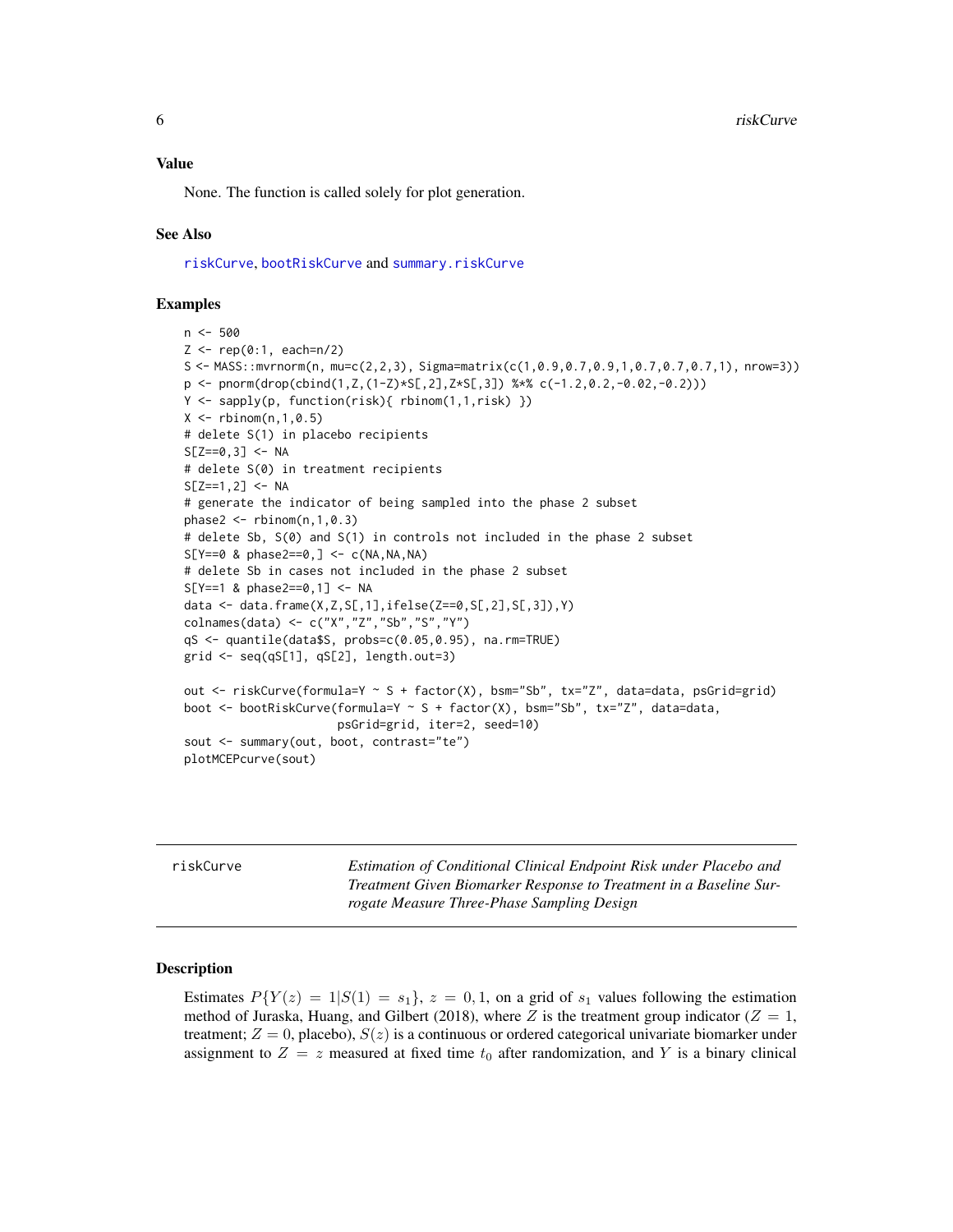### Value

None. The function is called solely for plot generation.

### See Also

riskCurve, bootRiskCurve and summary.riskCurve

### Examples

```
n <- 500
Z <- rep(0:1, each=n/2)
S <- MASS::mvrnorm(n, mu=c(2,2,3), Sigma=matrix(c(1,0.9,0.7,0.9,1,0.7,0.7,0.7,1), nrow=3))
p <- pnorm(drop(cbind(1,Z,(1-Z)*S[,2],Z*S[,3]) %*% c(-1.2,0.2,-0.02,-0.2)))
Y <- sapply(p, function(risk){ rbinom(1,1,risk) })
X <- rbinom(n,1,0.5)
# delete S(1) in placebo recipients
S[Z==0,3] <- NA
# delete S(0) in treatment recipients
S[Z==1,2] <- NA
# generate the indicator of being sampled into the phase 2 subset
phase2 <- rbinom(n,1,0.3)
# delete Sb, S(0) and S(1) in controls not included in the phase 2 subset
S[Y==0 & phase2==0,] <- c(NA,NA,NA)
# delete Sb in cases not included in the phase 2 subset
S[Y==1 & phase2==0,1] <- NA
data <- data.frame(X,Z,S[,1],ifelse(Z==0,S[,2],S[,3]),Y)
colnames(data) <- c("X","Z","Sb","S","Y")
qS <- quantile(data$S, probs=c(0.05,0.95), na.rm=TRUE)
grid <- seq(qS[1], qS[2], length.out=3)

out <- riskCurve(formula=Y ~ S + factor(X), bsm="Sb", tx="Z", data=data, psGrid=grid)
boot <- bootRiskCurve(formula=Y ~ S + factor(X), bsm="Sb", tx="Z", data=data,
                      psGrid=grid, iter=2, seed=10)
sout <- summary(out, boot, contrast="te")
plotMCEPcurve(sout)
```

---

## riskCurve

*Estimation of Conditional Clinical Endpoint Risk under Placebo and Treatment Given Biomarker Response to Treatment in a Baseline Surrogate Measure Three-Phase Sampling Design*

### Description

Estimates $P\{Y(z) = 1|S(1) = s_1\}$, $z = 0, 1$, on a grid of $s_1$ values following the estimation method of Juraska, Huang, and Gilbert (2018), where $Z$ is the treatment group indicator ($Z = 1$, treatment; $Z = 0$, placebo), $S(z)$ is a continuous or ordered categorical univariate biomarker under assignment to $Z = z$ measured at fixed time $t_0$ after randomization, and $Y$ is a binary clinical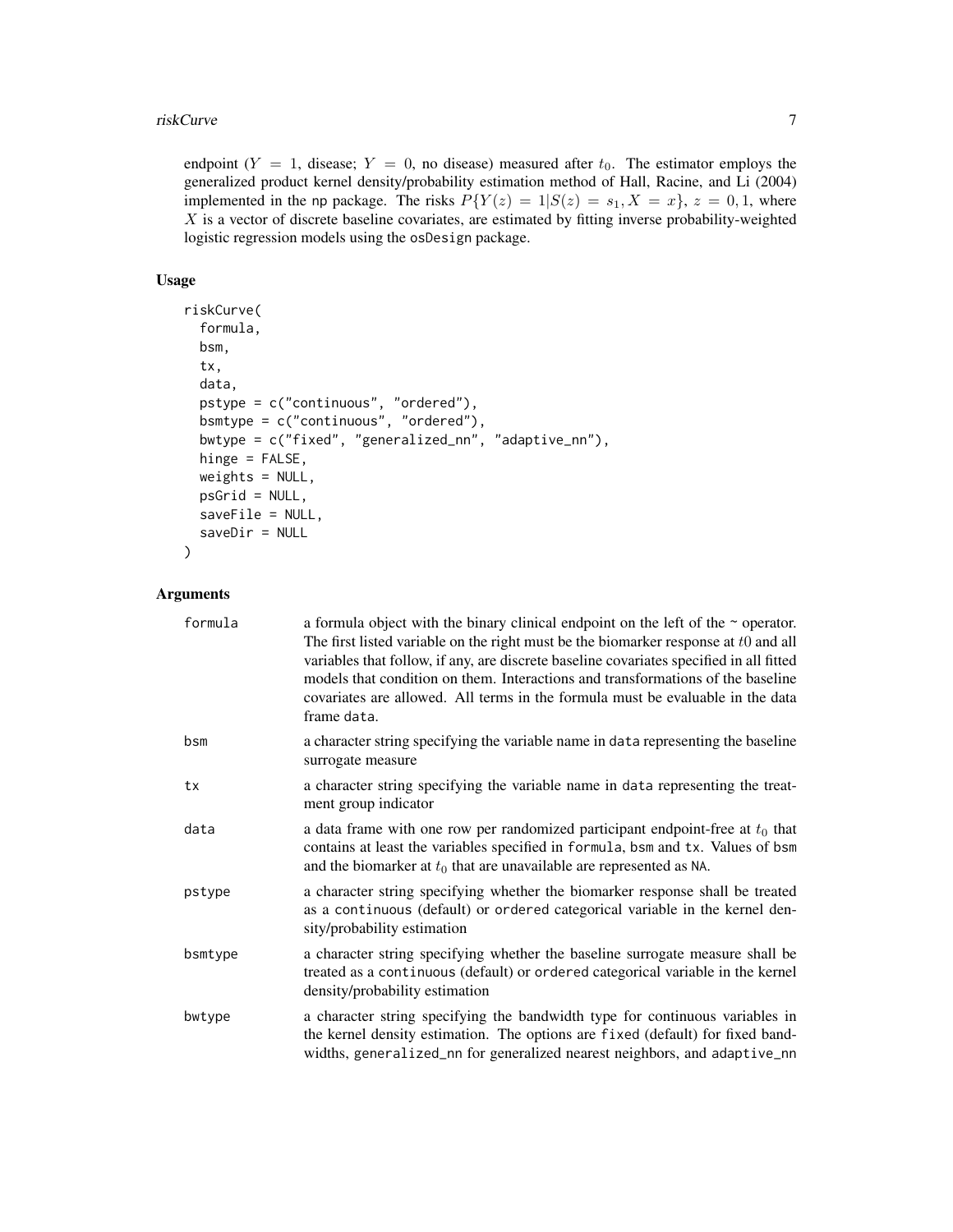endpoint ($Y = 1$, disease; $Y = 0$, no disease) measured after $t_0$. The estimator employs the generalized product kernel density/probability estimation method of Hall, Racine, and Li (2004) implemented in the np package. The risks $P\{Y(z) = 1|S(z) = s_1, X = x\}$, $z = 0, 1$, where $X$ is a vector of discrete baseline covariates, are estimated by fitting inverse probability-weighted logistic regression models using the osDesign package.

### Usage

```
riskCurve(
  formula,
  bsm,
  tx,
  data,
  pstype = c("continuous", "ordered"),
  bsmtype = c("continuous", "ordered"),
  bwtype = c("fixed", "generalized_nn", "adaptive_nn"),
  hinge = FALSE,
  weights = NULL,
  psGrid = NULL,
  saveFile = NULL,
  saveDir = NULL
)
```

### Arguments

| | |
|---|---|
| formula | a formula object with the binary clinical endpoint on the left of the ~ operator. The first listed variable on the right must be the biomarker response at $t0$ and all variables that follow, if any, are discrete baseline covariates specified in all fitted models that condition on them. Interactions and transformations of the baseline covariates are allowed. All terms in the formula must be evaluable in the data frame data. |
| bsm | a character string specifying the variable name in data representing the baseline surrogate measure |
| tx | a character string specifying the variable name in data representing the treatment group indicator |
| data | a data frame with one row per randomized participant endpoint-free at $t_0$ that contains at least the variables specified in formula, bsm and tx. Values of bsm and the biomarker at $t_0$ that are unavailable are represented as NA. |
| pstype | a character string specifying whether the biomarker response shall be treated as a continuous (default) or ordered categorical variable in the kernel density/probability estimation |
| bsmtype | a character string specifying whether the baseline surrogate measure shall be treated as a continuous (default) or ordered categorical variable in the kernel density/probability estimation |
| bwtype | a character string specifying the bandwidth type for continuous variables in the kernel density estimation. The options are fixed (default) for fixed bandwidths, generalized_nn for generalized nearest neighbors, and adaptive_nn |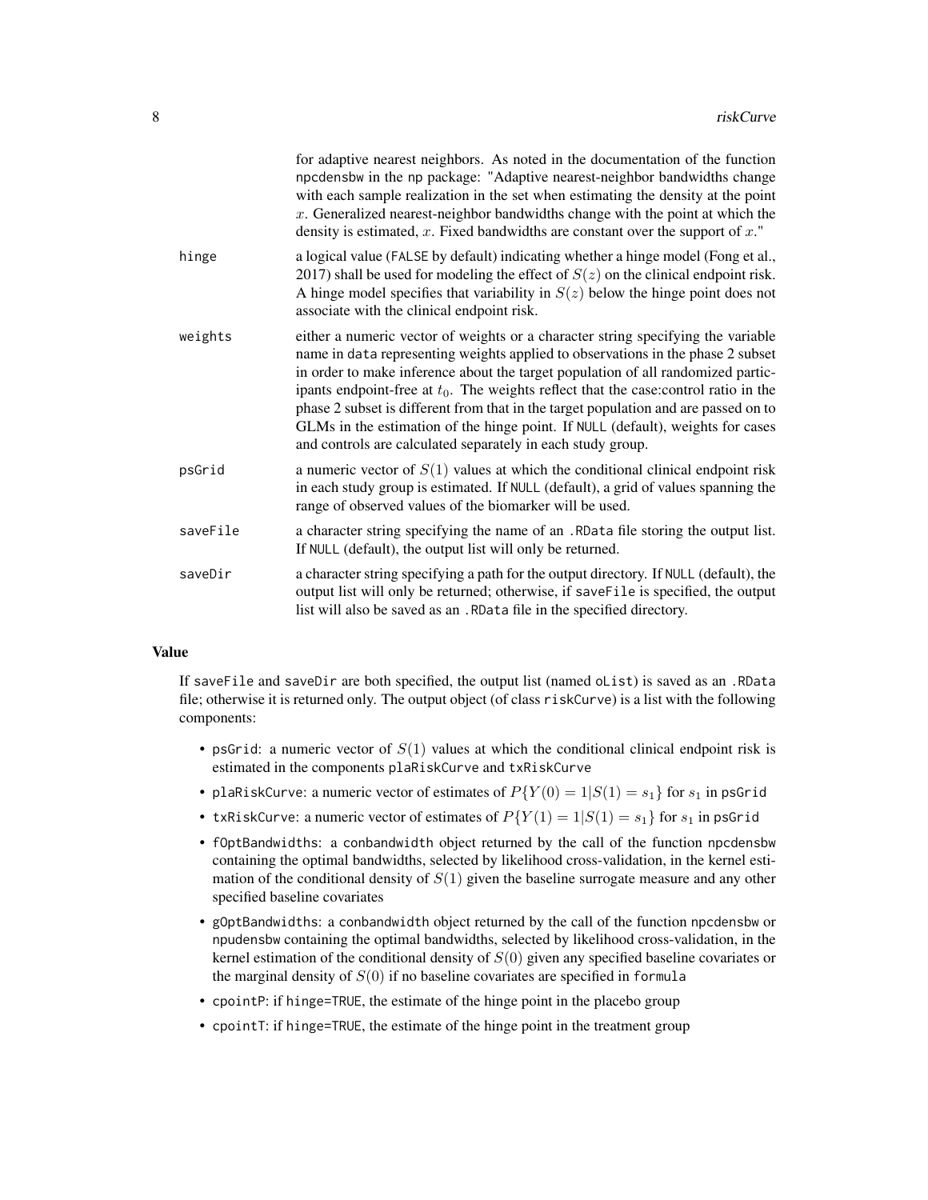for adaptive nearest neighbors. As noted in the documentation of the function npcdensbw in the np package: "Adaptive nearest-neighbor bandwidths change with each sample realization in the set when estimating the density at the point $x$. Generalized nearest-neighbor bandwidths change with the point at which the density is estimated, $x$. Fixed bandwidths are constant over the support of $x$."

hinge
: a logical value (FALSE by default) indicating whether a hinge model (Fong et al., 2017) shall be used for modeling the effect of $S(z)$ on the clinical endpoint risk. A hinge model specifies that variability in $S(z)$ below the hinge point does not associate with the clinical endpoint risk.

weights
: either a numeric vector of weights or a character string specifying the variable name in data representing weights applied to observations in the phase 2 subset in order to make inference about the target population of all randomized participants endpoint-free at $t_0$. The weights reflect that the case:control ratio in the phase 2 subset is different from that in the target population and are passed on to GLMs in the estimation of the hinge point. If NULL (default), weights for cases and controls are calculated separately in each study group.

psGrid
: a numeric vector of $S(1)$ values at which the conditional clinical endpoint risk in each study group is estimated. If NULL (default), a grid of values spanning the range of observed values of the biomarker will be used.

saveFile
: a character string specifying the name of an .RData file storing the output list. If NULL (default), the output list will only be returned.

saveDir
: a character string specifying a path for the output directory. If NULL (default), the output list will only be returned; otherwise, if saveFile is specified, the output list will also be saved as an .RData file in the specified directory.

### Value

If saveFile and saveDir are both specified, the output list (named oList) is saved as an .RData file; otherwise it is returned only. The output object (of class riskCurve) is a list with the following components:

- psGrid: a numeric vector of $S(1)$ values at which the conditional clinical endpoint risk is estimated in the components plaRiskCurve and txRiskCurve
- plaRiskCurve: a numeric vector of estimates of $P\{Y(0) = 1|S(1) = s_1\}$ for $s_1$ in psGrid
- txRiskCurve: a numeric vector of estimates of $P\{Y(1) = 1|S(1) = s_1\}$ for $s_1$ in psGrid
- fOptBandwidths: a conbandwidth object returned by the call of the function npcdensbw containing the optimal bandwidths, selected by likelihood cross-validation, in the kernel estimation of the conditional density of $S(1)$ given the baseline surrogate measure and any other specified baseline covariates
- gOptBandwidths: a conbandwidth object returned by the call of the function npcdensbw or npudensbw containing the optimal bandwidths, selected by likelihood cross-validation, in the kernel estimation of the conditional density of $S(0)$ given any specified baseline covariates or the marginal density of $S(0)$ if no baseline covariates are specified in formula
- cpointP: if hinge=TRUE, the estimate of the hinge point in the placebo group
- cpointT: if hinge=TRUE, the estimate of the hinge point in the treatment group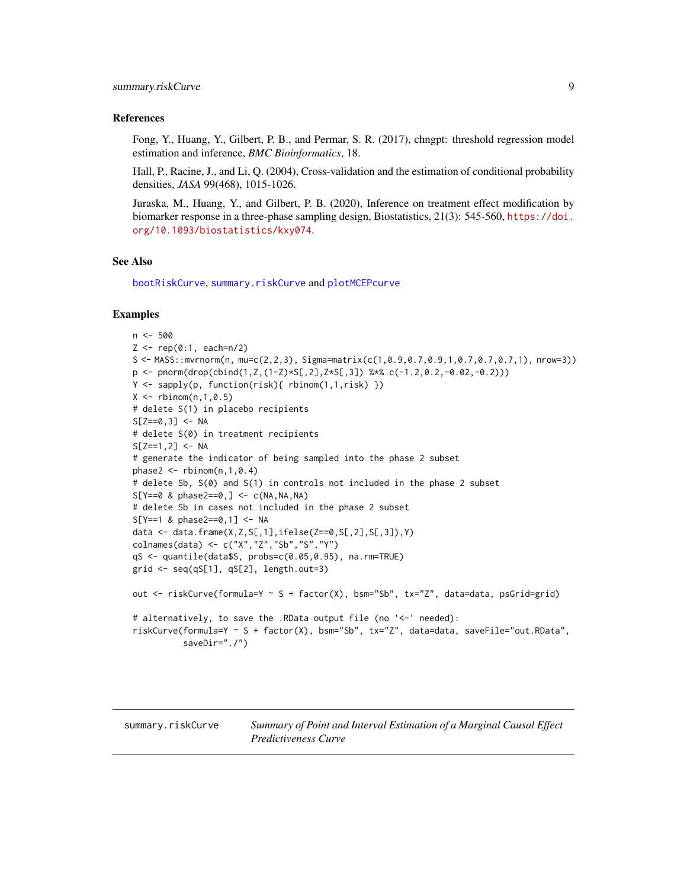## References

Fong, Y., Huang, Y., Gilbert, P. B., and Permar, S. R. (2017), chngpt: threshold regression model estimation and inference, *BMC Bioinformatics*, 18.

Hall, P., Racine, J., and Li, Q. (2004), Cross-validation and the estimation of conditional probability densities, *JASA* 99(468), 1015-1026.

Juraska, M., Huang, Y., and Gilbert, P. B. (2020), Inference on treatment effect modification by biomarker response in a three-phase sampling design, Biostatistics, 21(3): 545-560, https://doi.org/10.1093/biostatistics/kxy074.

## See Also

bootRiskCurve, summary.riskCurve and plotMCEPcurve

## Examples

```
n <- 500
Z <- rep(0:1, each=n/2)
S <- MASS::mvrnorm(n, mu=c(2,2,3), Sigma=matrix(c(1,0.9,0.7,0.9,1,0.7,0.7,0.7,1), nrow=3))
p <- pnorm(drop(cbind(1,Z,(1-Z)*S[,2],Z*S[,3]) %*% c(-1.2,0.2,-0.02,-0.2)))
Y <- sapply(p, function(risk){ rbinom(1,1,risk) })
X <- rbinom(n,1,0.5)
# delete S(1) in placebo recipients
S[Z==0,3] <- NA
# delete S(0) in treatment recipients
S[Z==1,2] <- NA
# generate the indicator of being sampled into the phase 2 subset
phase2 <- rbinom(n,1,0.4)
# delete Sb, S(0) and S(1) in controls not included in the phase 2 subset
S[Y==0 & phase2==0,] <- c(NA,NA,NA)
# delete Sb in cases not included in the phase 2 subset
S[Y==1 & phase2==0,1] <- NA
data <- data.frame(X,Z,S[,1],ifelse(Z==0,S[,2],S[,3]),Y)
colnames(data) <- c("X","Z","Sb","S","Y")
qS <- quantile(data$S, probs=c(0.05,0.95), na.rm=TRUE)
grid <- seq(qS[1], qS[2], length.out=3)

out <- riskCurve(formula=Y ~ S + factor(X), bsm="Sb", tx="Z", data=data, psGrid=grid)

# alternatively, to save the .RData output file (no '<-' needed):
riskCurve(formula=Y ~ S + factor(X), bsm="Sb", tx="Z", data=data, saveFile="out.RData",
          saveDir="./")
```

---

summary.riskCurve — *Summary of Point and Interval Estimation of a Marginal Causal Effect Predictiveness Curve*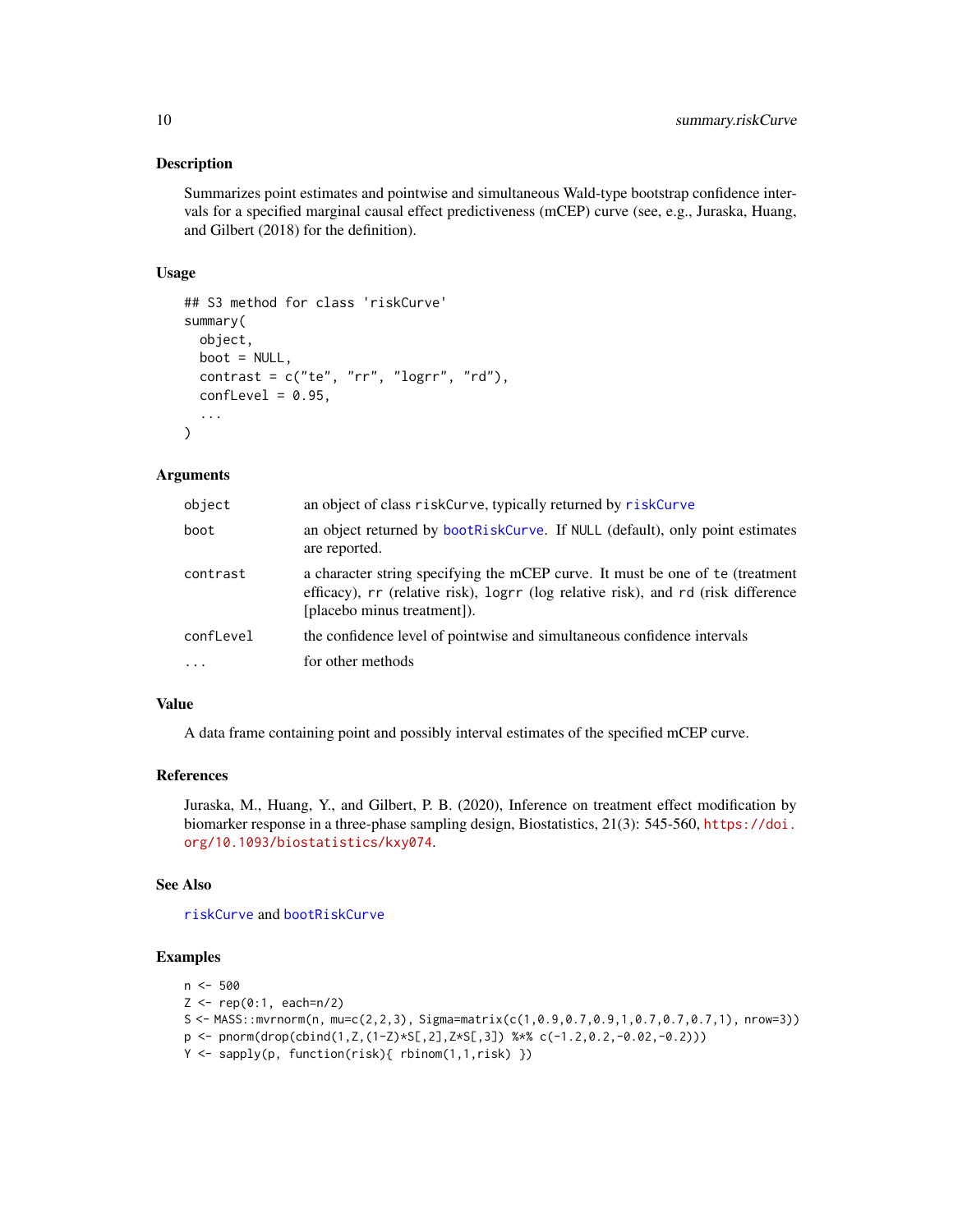## Description

Summarizes point estimates and pointwise and simultaneous Wald-type bootstrap confidence intervals for a specified marginal causal effect predictiveness (mCEP) curve (see, e.g., Juraska, Huang, and Gilbert (2018) for the definition).

## Usage

```
## S3 method for class 'riskCurve'
summary(
  object,
  boot = NULL,
  contrast = c("te", "rr", "logrr", "rd"),
  confLevel = 0.95,
  ...
)
```

## Arguments

| | |
|---|---|
| `object` | an object of class `riskCurve`, typically returned by `riskCurve` |
| `boot` | an object returned by `bootRiskCurve`. If `NULL` (default), only point estimates are reported. |
| `contrast` | a character string specifying the mCEP curve. It must be one of `te` (treatment efficacy), `rr` (relative risk), `logrr` (log relative risk), and `rd` (risk difference [placebo minus treatment]). |
| `confLevel` | the confidence level of pointwise and simultaneous confidence intervals |
| `...` | for other methods |

## Value

A data frame containing point and possibly interval estimates of the specified mCEP curve.

## References

Juraska, M., Huang, Y., and Gilbert, P. B. (2020), Inference on treatment effect modification by biomarker response in a three-phase sampling design, Biostatistics, 21(3): 545-560, https://doi.org/10.1093/biostatistics/kxy074.

## See Also

`riskCurve` and `bootRiskCurve`

## Examples

```
n <- 500
Z <- rep(0:1, each=n/2)
S <- MASS::mvrnorm(n, mu=c(2,2,3), Sigma=matrix(c(1,0.9,0.7,0.9,1,0.7,0.7,0.7,1), nrow=3))
p <- pnorm(drop(cbind(1,Z,(1-Z)*S[,2],Z*S[,3]) %*% c(-1.2,0.2,-0.02,-0.2)))
Y <- sapply(p, function(risk){ rbinom(1,1,risk) })
```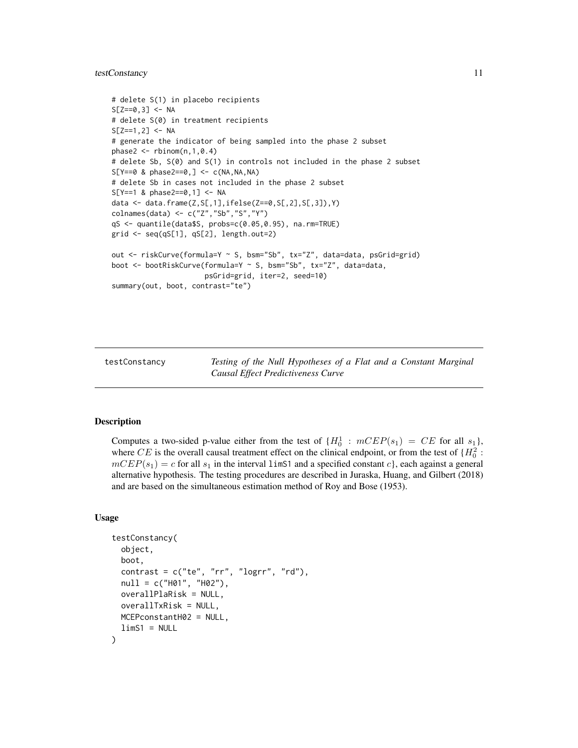```
# delete S(1) in placebo recipients
S[Z==0,3] <- NA
# delete S(0) in treatment recipients
S[Z==1,2] <- NA
# generate the indicator of being sampled into the phase 2 subset
phase2 <- rbinom(n,1,0.4)
# delete Sb, S(0) and S(1) in controls not included in the phase 2 subset
S[Y==0 & phase2==0,] <- c(NA,NA,NA)
# delete Sb in cases not included in the phase 2 subset
S[Y==1 & phase2==0,1] <- NA
data <- data.frame(Z,S[,1],ifelse(Z==0,S[,2],S[,3]),Y)
colnames(data) <- c("Z","Sb","S","Y")
qS <- quantile(data$S, probs=c(0.05,0.95), na.rm=TRUE)
grid <- seq(qS[1], qS[2], length.out=2)

out <- riskCurve(formula=Y ~ S, bsm="Sb", tx="Z", data=data, psGrid=grid)
boot <- bootRiskCurve(formula=Y ~ S, bsm="Sb", tx="Z", data=data,
                      psGrid=grid, iter=2, seed=10)
summary(out, boot, contrast="te")
```

---

`testConstancy` *Testing of the Null Hypotheses of a Flat and a Constant Marginal Causal Effect Predictiveness Curve*

---

### Description

Computes a two-sided p-value either from the test of $\{H_0^1 : mCEP(s_1) = CE$ for all $s_1\}$, where $CE$ is the overall causal treatment effect on the clinical endpoint, or from the test of $\{H_0^2 : mCEP(s_1) = c$ for all $s_1$ in the interval `limS1` and a specified constant $c\}$, each against a general alternative hypothesis. The testing procedures are described in Juraska, Huang, and Gilbert (2018) and are based on the simultaneous estimation method of Roy and Bose (1953).

### Usage

```
testConstancy(
  object,
  boot,
  contrast = c("te", "rr", "logrr", "rd"),
  null = c("H01", "H02"),
  overallPlaRisk = NULL,
  overallTxRisk = NULL,
  MCEPconstantH02 = NULL,
  limS1 = NULL
)
```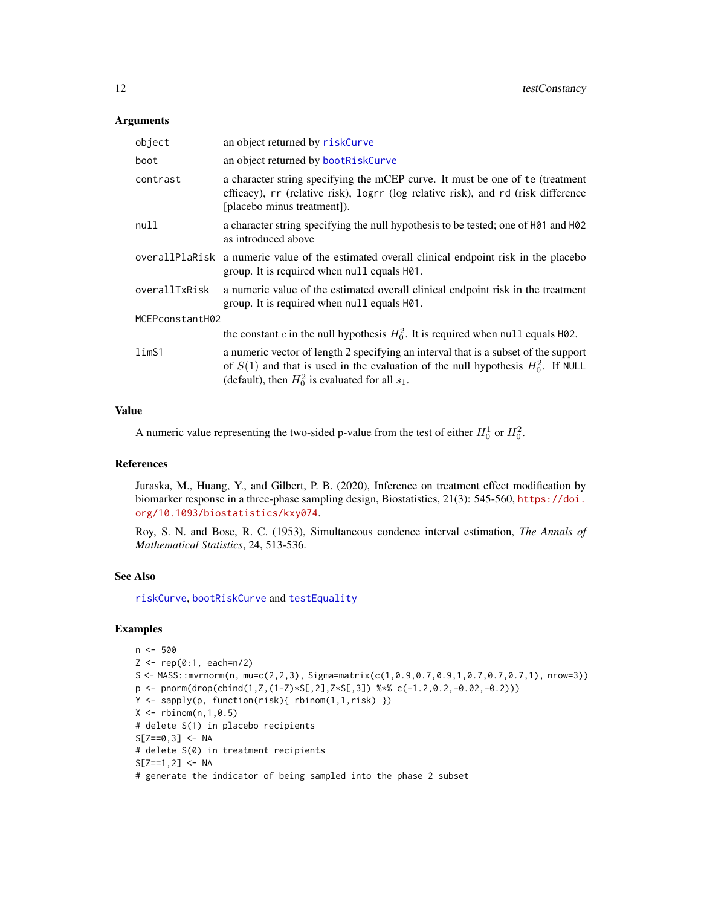## Arguments

| | |
|---|---|
| `object` | an object returned by `riskCurve` |
| `boot` | an object returned by `bootRiskCurve` |
| `contrast` | a character string specifying the mCEP curve. It must be one of `te` (treatment efficacy), `rr` (relative risk), `logrr` (log relative risk), and `rd` (risk difference [placebo minus treatment]). |
| `null` | a character string specifying the null hypothesis to be tested; one of `H01` and `H02` as introduced above |
| `overallPlaRisk` | a numeric value of the estimated overall clinical endpoint risk in the placebo group. It is required when `null` equals `H01`. |
| `overallTxRisk` | a numeric value of the estimated overall clinical endpoint risk in the treatment group. It is required when `null` equals `H01`. |
| `MCEPconstantH02` | the constant $c$ in the null hypothesis $H_0^2$. It is required when `null` equals `H02`. |
| `limS1` | a numeric vector of length 2 specifying an interval that is a subset of the support of $S(1)$ and that is used in the evaluation of the null hypothesis $H_0^2$. If `NULL` (default), then $H_0^2$ is evaluated for all $s_1$. |

## Value

A numeric value representing the two-sided p-value from the test of either $H_0^1$ or $H_0^2$.

## References

Juraska, M., Huang, Y., and Gilbert, P. B. (2020), Inference on treatment effect modification by biomarker response in a three-phase sampling design, Biostatistics, 21(3): 545-560, https://doi.org/10.1093/biostatistics/kxy074.

Roy, S. N. and Bose, R. C. (1953), Simultaneous condence interval estimation, *The Annals of Mathematical Statistics*, 24, 513-536.

## See Also

`riskCurve`, `bootRiskCurve` and `testEquality`

## Examples

```
n <- 500
Z <- rep(0:1, each=n/2)
S <- MASS::mvrnorm(n, mu=c(2,2,3), Sigma=matrix(c(1,0.9,0.7,0.9,1,0.7,0.7,0.7,1), nrow=3))
p <- pnorm(drop(cbind(1,Z,(1-Z)*S[,2],Z*S[,3]) %*% c(-1.2,0.2,-0.02,-0.2)))
Y <- sapply(p, function(risk){ rbinom(1,1,risk) })
X <- rbinom(n,1,0.5)
# delete S(1) in placebo recipients
S[Z==0,3] <- NA
# delete S(0) in treatment recipients
S[Z==1,2] <- NA
# generate the indicator of being sampled into the phase 2 subset
```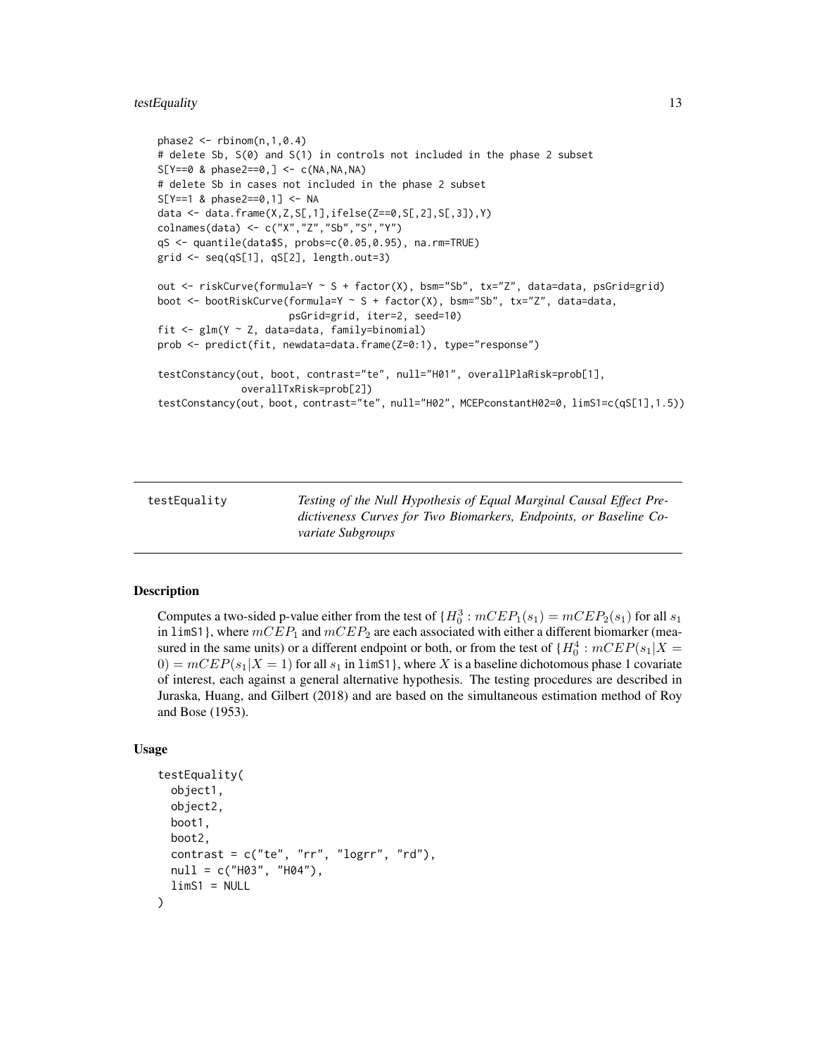```
phase2 <- rbinom(n,1,0.4)
# delete Sb, S(0) and S(1) in controls not included in the phase 2 subset
S[Y==0 & phase2==0,] <- c(NA,NA,NA)
# delete Sb in cases not included in the phase 2 subset
S[Y==1 & phase2==0,1] <- NA
data <- data.frame(X,Z,S[,1],ifelse(Z==0,S[,2],S[,3]),Y)
colnames(data) <- c("X","Z","Sb","S","Y")
qS <- quantile(data$S, probs=c(0.05,0.95), na.rm=TRUE)
grid <- seq(qS[1], qS[2], length.out=3)

out <- riskCurve(formula=Y ~ S + factor(X), bsm="Sb", tx="Z", data=data, psGrid=grid)
boot <- bootRiskCurve(formula=Y ~ S + factor(X), bsm="Sb", tx="Z", data=data,
                      psGrid=grid, iter=2, seed=10)
fit <- glm(Y ~ Z, data=data, family=binomial)
prob <- predict(fit, newdata=data.frame(Z=0:1), type="response")

testConstancy(out, boot, contrast="te", null="H01", overallPlaRisk=prob[1],
              overallTxRisk=prob[2])
testConstancy(out, boot, contrast="te", null="H02", MCEPconstantH02=0, limS1=c(qS[1],1.5))
```

## testEquality

*Testing of the Null Hypothesis of Equal Marginal Causal Effect Predictiveness Curves for Two Biomarkers, Endpoints, or Baseline Covariate Subgroups*

### Description

Computes a two-sided p-value either from the test of $\{H_0^3 : mCEP_1(s_1) = mCEP_2(s_1)$ for all $s_1$ in `limS1`$\}$, where $mCEP_1$ and $mCEP_2$ are each associated with either a different biomarker (measured in the same units) or a different endpoint or both, or from the test of $\{H_0^4 : mCEP(s_1|X = 0) = mCEP(s_1|X = 1)$ for all $s_1$ in `limS1`$\}$, where $X$ is a baseline dichotomous phase 1 covariate of interest, each against a general alternative hypothesis. The testing procedures are described in Juraska, Huang, and Gilbert (2018) and are based on the simultaneous estimation method of Roy and Bose (1953).

### Usage

```
testEquality(
  object1,
  object2,
  boot1,
  boot2,
  contrast = c("te", "rr", "logrr", "rd"),
  null = c("H03", "H04"),
  limS1 = NULL
)
```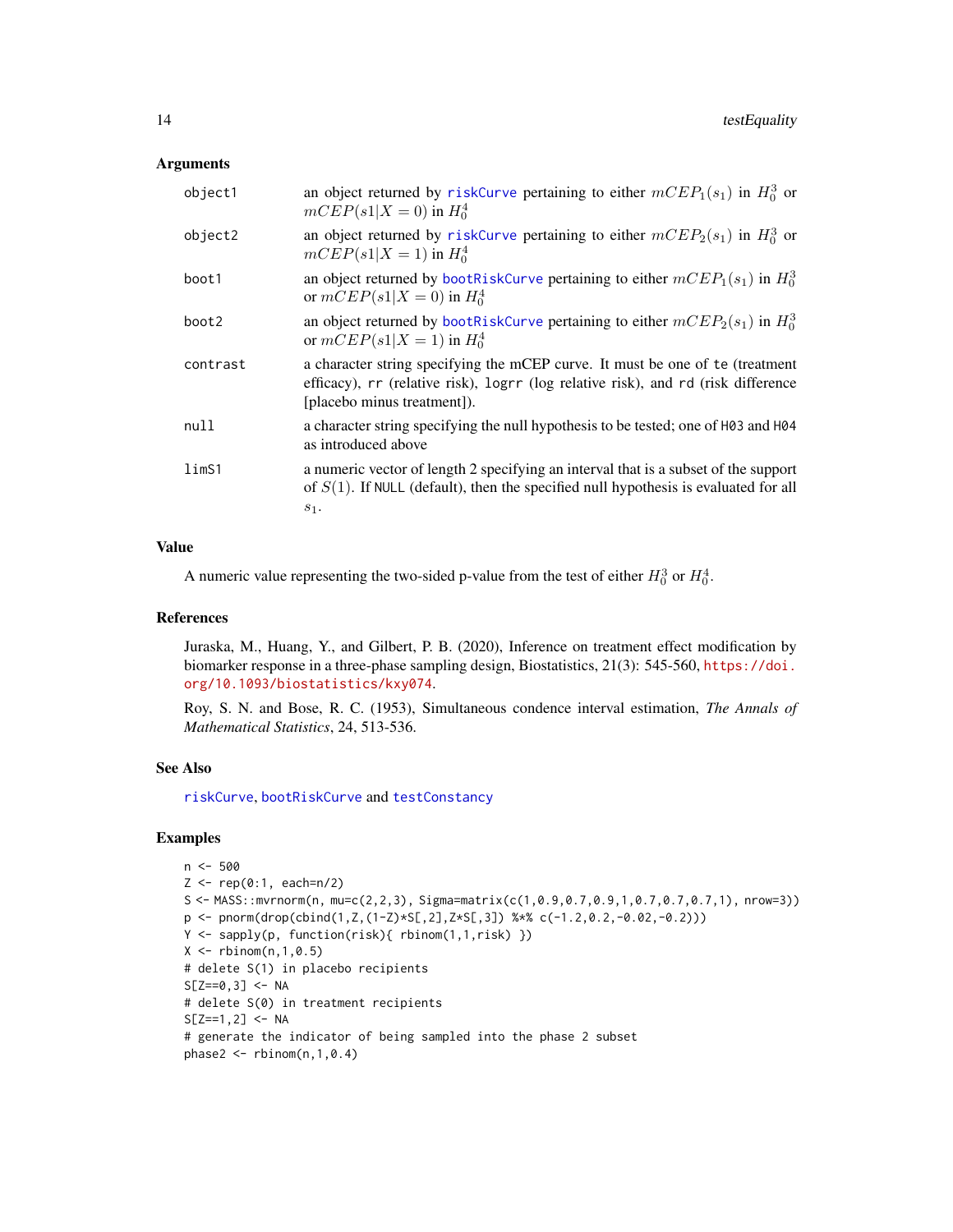## Arguments

| | |
|---|---|
| object1 | an object returned by riskCurve pertaining to either $mCEP_1(s_1)$ in $H_0^3$ or $mCEP(s1\|X = 0)$ in $H_0^4$ |
| object2 | an object returned by riskCurve pertaining to either $mCEP_2(s_1)$ in $H_0^3$ or $mCEP(s1\|X = 1)$ in $H_0^4$ |
| boot1 | an object returned by bootRiskCurve pertaining to either $mCEP_1(s_1)$ in $H_0^3$ or $mCEP(s1\|X = 0)$ in $H_0^4$ |
| boot2 | an object returned by bootRiskCurve pertaining to either $mCEP_2(s_1)$ in $H_0^3$ or $mCEP(s1\|X = 1)$ in $H_0^4$ |
| contrast | a character string specifying the mCEP curve. It must be one of te (treatment efficacy), rr (relative risk), logrr (log relative risk), and rd (risk difference [placebo minus treatment]). |
| null | a character string specifying the null hypothesis to be tested; one of H03 and H04 as introduced above |
| limS1 | a numeric vector of length 2 specifying an interval that is a subset of the support of $S(1)$. If NULL (default), then the specified null hypothesis is evaluated for all $s_1$. |

## Value

A numeric value representing the two-sided p-value from the test of either $H_0^3$ or $H_0^4$.

## References

Juraska, M., Huang, Y., and Gilbert, P. B. (2020), Inference on treatment effect modification by biomarker response in a three-phase sampling design, Biostatistics, 21(3): 545-560, https://doi.org/10.1093/biostatistics/kxy074.

Roy, S. N. and Bose, R. C. (1953), Simultaneous condence interval estimation, *The Annals of Mathematical Statistics*, 24, 513-536.

## See Also

riskCurve, bootRiskCurve and testConstancy

## Examples

```
n <- 500
Z <- rep(0:1, each=n/2)
S <- MASS::mvrnorm(n, mu=c(2,2,3), Sigma=matrix(c(1,0.9,0.7,0.9,1,0.7,0.7,0.7,1), nrow=3))
p <- pnorm(drop(cbind(1,Z,(1-Z)*S[,2],Z*S[,3]) %*% c(-1.2,0.2,-0.02,-0.2)))
Y <- sapply(p, function(risk){ rbinom(1,1,risk) })
X <- rbinom(n,1,0.5)
# delete S(1) in placebo recipients
S[Z==0,3] <- NA
# delete S(0) in treatment recipients
S[Z==1,2] <- NA
# generate the indicator of being sampled into the phase 2 subset
phase2 <- rbinom(n,1,0.4)
```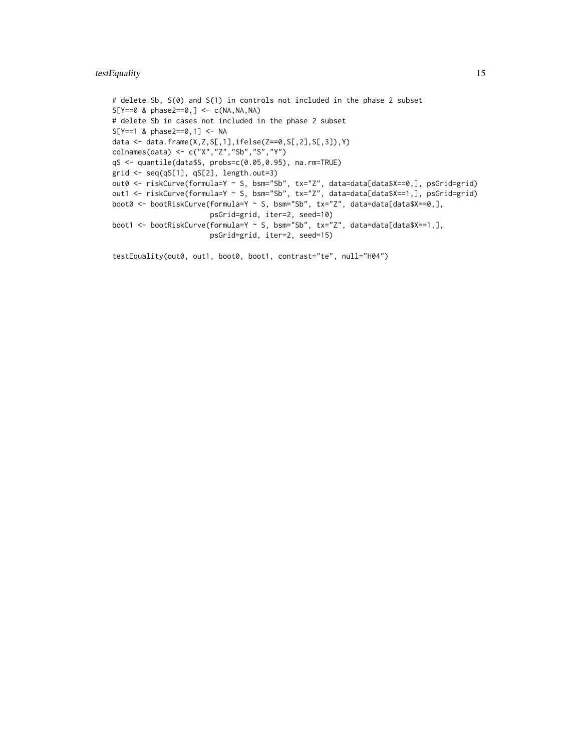```
# delete Sb, S(0) and S(1) in controls not included in the phase 2 subset
S[Y==0 & phase2==0,] <- c(NA,NA,NA)
# delete Sb in cases not included in the phase 2 subset
S[Y==1 & phase2==0,1] <- NA
data <- data.frame(X,Z,S[,1],ifelse(Z==0,S[,2],S[,3]),Y)
colnames(data) <- c("X","Z","Sb","S","Y")
qS <- quantile(data$S, probs=c(0.05,0.95), na.rm=TRUE)
grid <- seq(qS[1], qS[2], length.out=3)
out0 <- riskCurve(formula=Y ~ S, bsm="Sb", tx="Z", data=data[data$X==0,], psGrid=grid)
out1 <- riskCurve(formula=Y ~ S, bsm="Sb", tx="Z", data=data[data$X==1,], psGrid=grid)
boot0 <- bootRiskCurve(formula=Y ~ S, bsm="Sb", tx="Z", data=data[data$X==0,],
                       psGrid=grid, iter=2, seed=10)
boot1 <- bootRiskCurve(formula=Y ~ S, bsm="Sb", tx="Z", data=data[data$X==1,],
                       psGrid=grid, iter=2, seed=15)

testEquality(out0, out1, boot0, boot1, contrast="te", null="H04")
```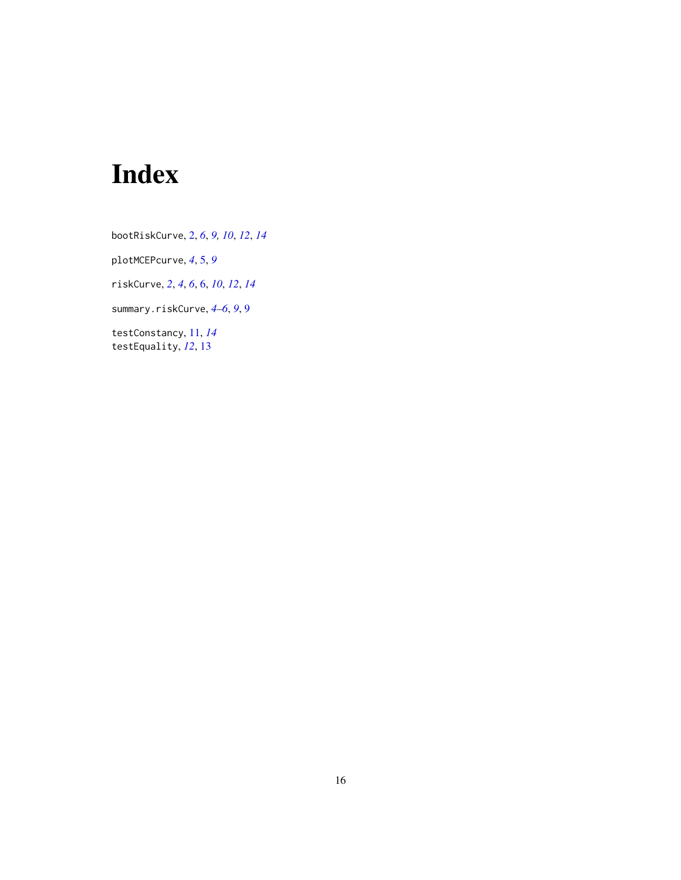# Index

bootRiskCurve, 2, *6*, *9, 10*, *12*, *14*

plotMCEPcurve, *4*, 5, *9*

riskCurve, *2*, *4*, *6*, 6, *10*, *12*, *14*

summary.riskCurve, *4–6*, *9*, 9

testConstancy, 11, *14*
testEquality, *12*, 13